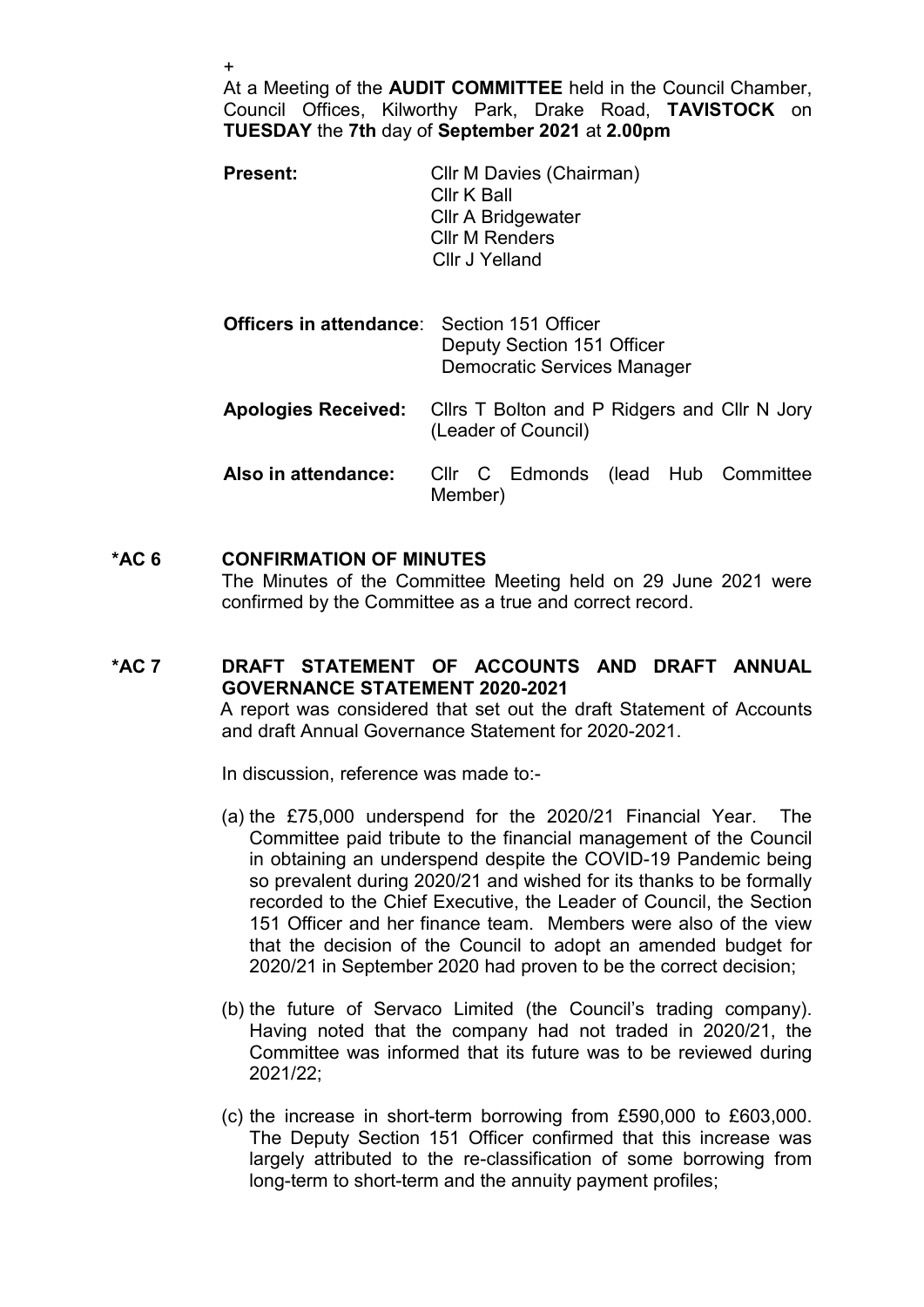+

At a Meeting of the **AUDIT COMMITTEE** held in the Council Chamber, Council Offices, Kilworthy Park, Drake Road, **TAVISTOCK** on **TUESDAY** the **7th** day of **September 2021** at **2.00pm**

| | |
|---|---|
| **Present:** | Cllr M Davies (Chairman)<br>Cllr K Ball<br>Cllr A Bridgewater<br>Cllr M Renders<br>Cllr J Yelland |
| **Officers in attendance**: | Section 151 Officer<br>Deputy Section 151 Officer<br>Democratic Services Manager |
| **Apologies Received:** | Cllrs T Bolton and P Ridgers and Cllr N Jory (Leader of Council) |
| **Also in attendance:** | Cllr C Edmonds (lead Hub Committee Member) |

**\*AC 6 CONFIRMATION OF MINUTES**

The Minutes of the Committee Meeting held on 29 June 2021 were confirmed by the Committee as a true and correct record.

**\*AC 7 DRAFT STATEMENT OF ACCOUNTS AND DRAFT ANNUAL GOVERNANCE STATEMENT 2020-2021**

A report was considered that set out the draft Statement of Accounts and draft Annual Governance Statement for 2020-2021.

In discussion, reference was made to:-

(a) the £75,000 underspend for the 2020/21 Financial Year. The Committee paid tribute to the financial management of the Council in obtaining an underspend despite the COVID-19 Pandemic being so prevalent during 2020/21 and wished for its thanks to be formally recorded to the Chief Executive, the Leader of Council, the Section 151 Officer and her finance team. Members were also of the view that the decision of the Council to adopt an amended budget for 2020/21 in September 2020 had proven to be the correct decision;

(b) the future of Servaco Limited (the Council's trading company). Having noted that the company had not traded in 2020/21, the Committee was informed that its future was to be reviewed during 2021/22;

(c) the increase in short-term borrowing from £590,000 to £603,000. The Deputy Section 151 Officer confirmed that this increase was largely attributed to the re-classification of some borrowing from long-term to short-term and the annuity payment profiles;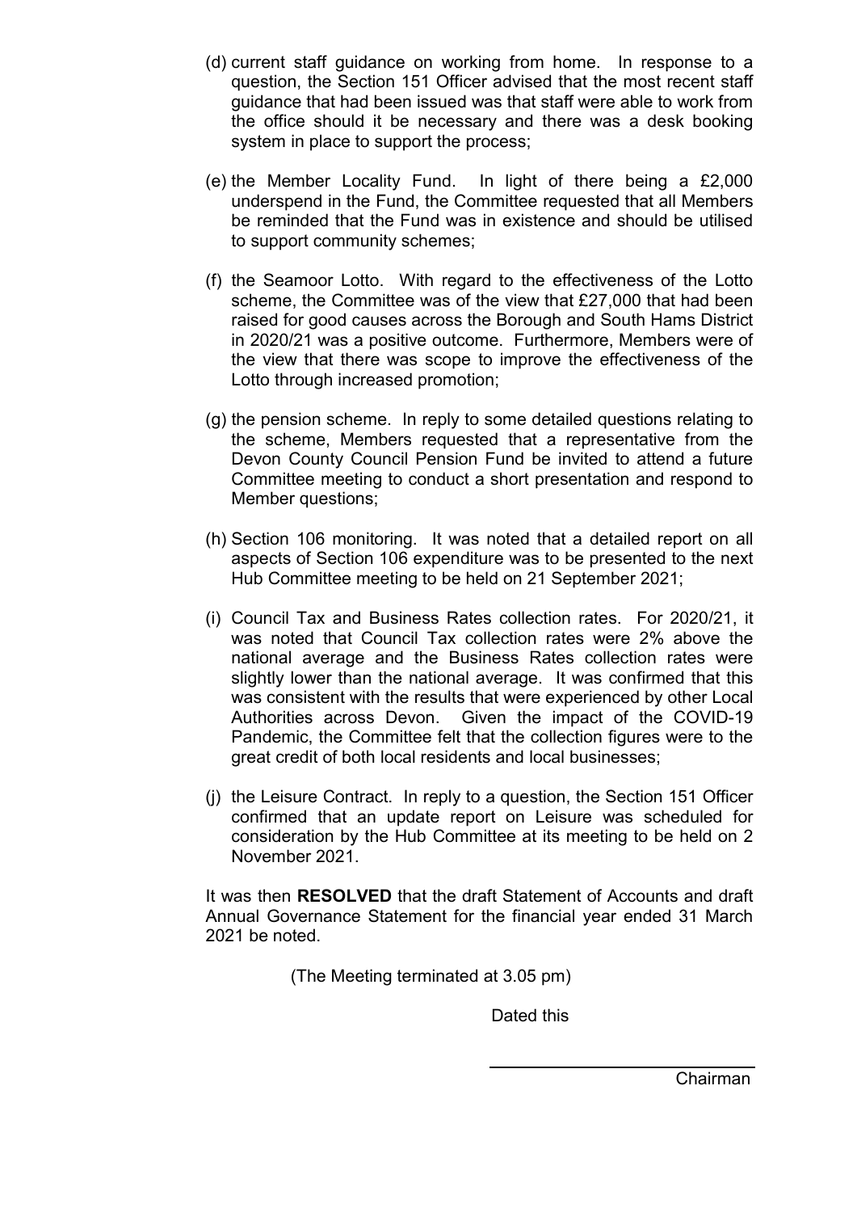(d) current staff guidance on working from home. In response to a question, the Section 151 Officer advised that the most recent staff guidance that had been issued was that staff were able to work from the office should it be necessary and there was a desk booking system in place to support the process;

(e) the Member Locality Fund. In light of there being a £2,000 underspend in the Fund, the Committee requested that all Members be reminded that the Fund was in existence and should be utilised to support community schemes;

(f) the Seamoor Lotto. With regard to the effectiveness of the Lotto scheme, the Committee was of the view that £27,000 that had been raised for good causes across the Borough and South Hams District in 2020/21 was a positive outcome. Furthermore, Members were of the view that there was scope to improve the effectiveness of the Lotto through increased promotion;

(g) the pension scheme. In reply to some detailed questions relating to the scheme, Members requested that a representative from the Devon County Council Pension Fund be invited to attend a future Committee meeting to conduct a short presentation and respond to Member questions;

(h) Section 106 monitoring. It was noted that a detailed report on all aspects of Section 106 expenditure was to be presented to the next Hub Committee meeting to be held on 21 September 2021;

(i) Council Tax and Business Rates collection rates. For 2020/21, it was noted that Council Tax collection rates were 2% above the national average and the Business Rates collection rates were slightly lower than the national average. It was confirmed that this was consistent with the results that were experienced by other Local Authorities across Devon. Given the impact of the COVID-19 Pandemic, the Committee felt that the collection figures were to the great credit of both local residents and local businesses;

(j) the Leisure Contract. In reply to a question, the Section 151 Officer confirmed that an update report on Leisure was scheduled for consideration by the Hub Committee at its meeting to be held on 2 November 2021.

It was then **RESOLVED** that the draft Statement of Accounts and draft Annual Governance Statement for the financial year ended 31 March 2021 be noted.

(The Meeting terminated at 3.05 pm)

Dated this

Chairman